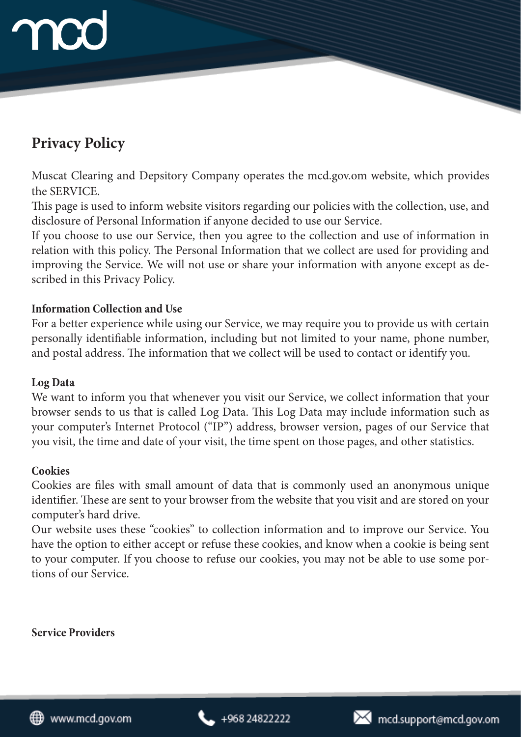# Privacy Policy

Muscat Clearing and Depsitory Company operates the mcd.gov.om website, which provides the SERVICE.
This page is used to inform website visitors regarding our policies with the collection, use, and disclosure of Personal Information if anyone decided to use our Service.
If you choose to use our Service, then you agree to the collection and use of information in relation with this policy. The Personal Information that we collect are used for providing and improving the Service. We will not use or share your information with anyone except as described in this Privacy Policy.

**Information Collection and Use**

For a better experience while using our Service, we may require you to provide us with certain personally identifiable information, including but not limited to your name, phone number, and postal address. The information that we collect will be used to contact or identify you.

**Log Data**

We want to inform you that whenever you visit our Service, we collect information that your browser sends to us that is called Log Data. This Log Data may include information such as your computer's Internet Protocol ("IP") address, browser version, pages of our Service that you visit, the time and date of your visit, the time spent on those pages, and other statistics.

**Cookies**

Cookies are files with small amount of data that is commonly used an anonymous unique identifier. These are sent to your browser from the website that you visit and are stored on your computer's hard drive.
Our website uses these "cookies" to collection information and to improve our Service. You have the option to either accept or refuse these cookies, and know when a cookie is being sent to your computer. If you choose to refuse our cookies, you may not be able to use some portions of our Service.

**Service Providers**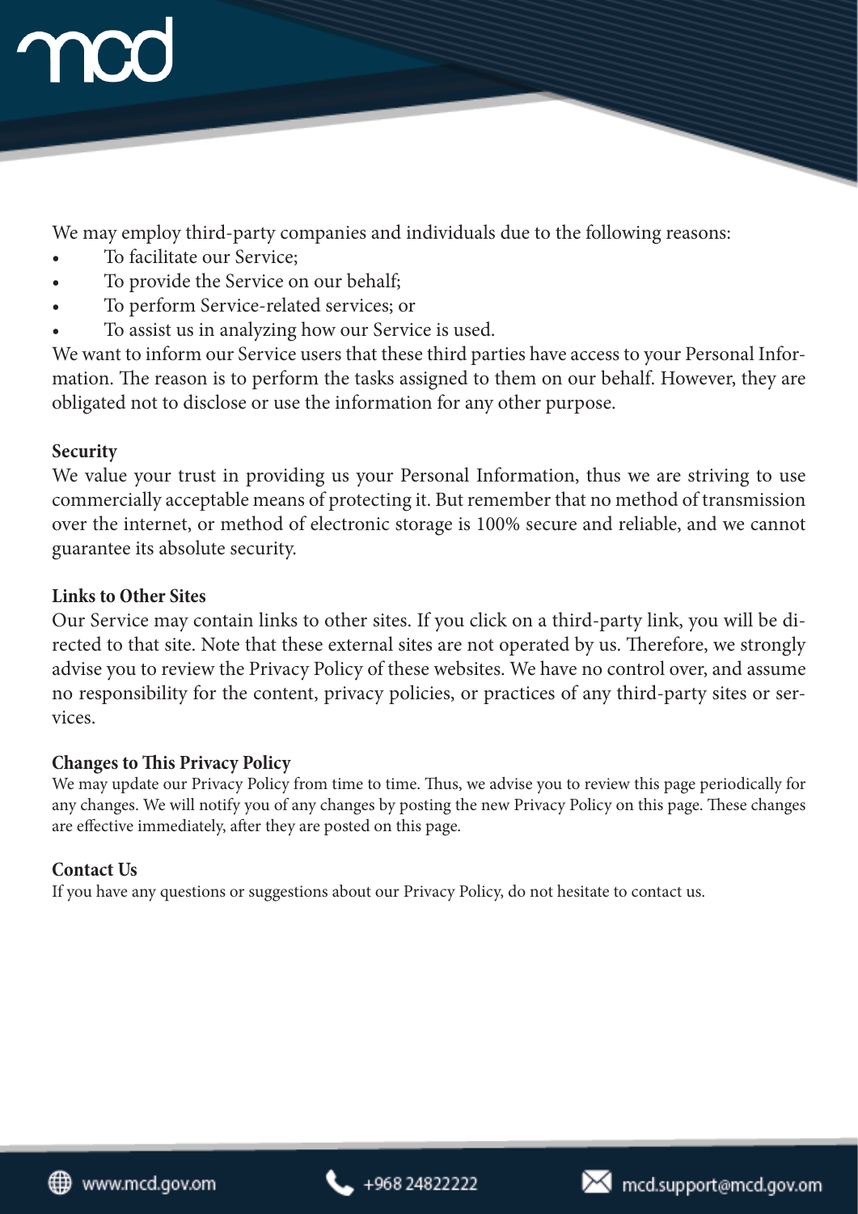We may employ third-party companies and individuals due to the following reasons:

- To facilitate our Service;
- To provide the Service on our behalf;
- To perform Service-related services; or
- To assist us in analyzing how our Service is used.

We want to inform our Service users that these third parties have access to your Personal Information. The reason is to perform the tasks assigned to them on our behalf. However, they are obligated not to disclose or use the information for any other purpose.

**Security**

We value your trust in providing us your Personal Information, thus we are striving to use commercially acceptable means of protecting it. But remember that no method of transmission over the internet, or method of electronic storage is 100% secure and reliable, and we cannot guarantee its absolute security.

**Links to Other Sites**

Our Service may contain links to other sites. If you click on a third-party link, you will be directed to that site. Note that these external sites are not operated by us. Therefore, we strongly advise you to review the Privacy Policy of these websites. We have no control over, and assume no responsibility for the content, privacy policies, or practices of any third-party sites or services.

**Changes to This Privacy Policy**

We may update our Privacy Policy from time to time. Thus, we advise you to review this page periodically for any changes. We will notify you of any changes by posting the new Privacy Policy on this page. These changes are effective immediately, after they are posted on this page.

**Contact Us**

If you have any questions or suggestions about our Privacy Policy, do not hesitate to contact us.

www.mcd.gov.om | +968 24822222 | mcd.support@mcd.gov.om